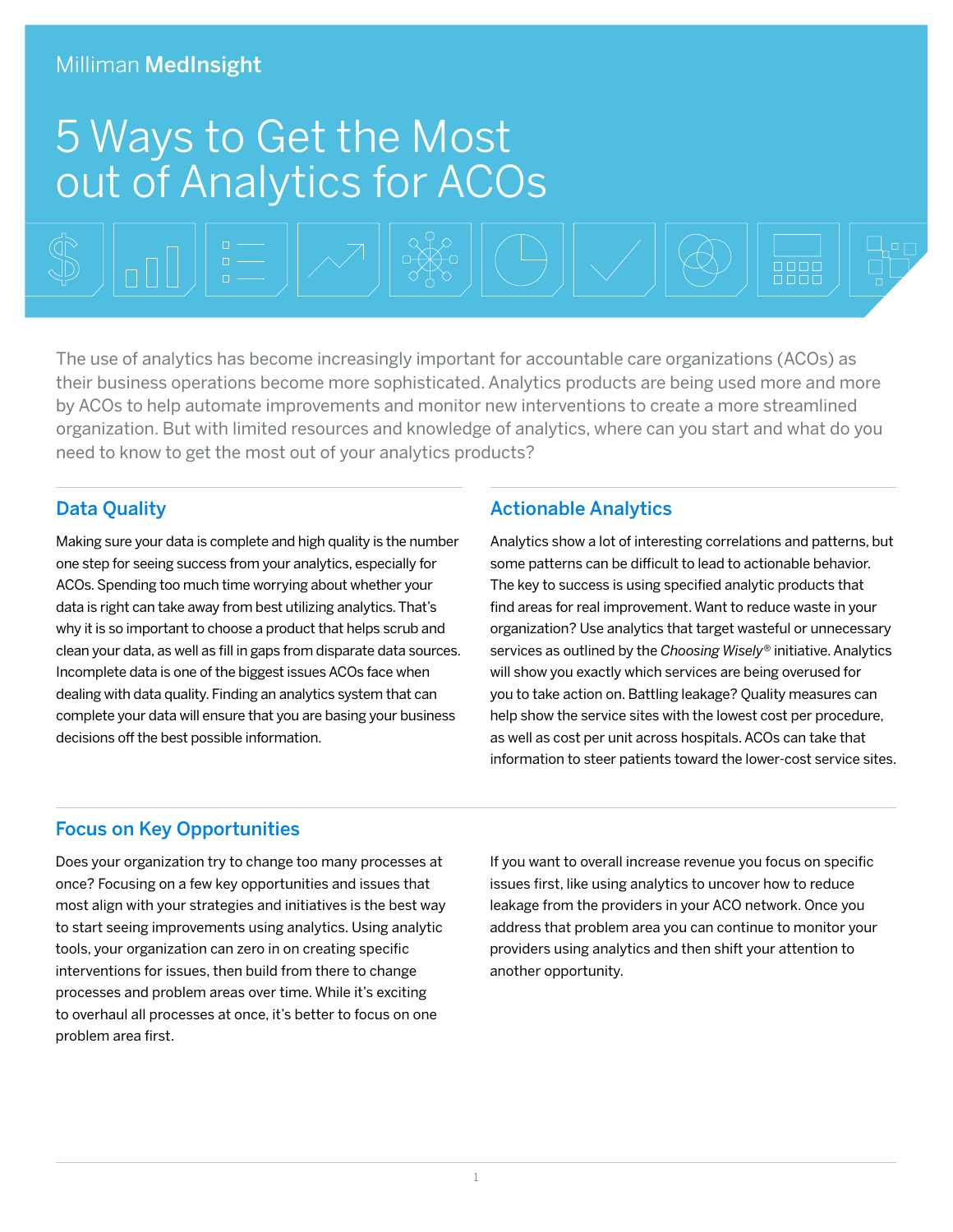Milliman **MedInsight**

# 5 Ways to Get the Most out of Analytics for ACOs

The use of analytics has become increasingly important for accountable care organizations (ACOs) as their business operations become more sophisticated. Analytics products are being used more and more by ACOs to help automate improvements and monitor new interventions to create a more streamlined organization. But with limited resources and knowledge of analytics, where can you start and what do you need to know to get the most out of your analytics products?

## Data Quality

Making sure your data is complete and high quality is the number one step for seeing success from your analytics, especially for ACOs. Spending too much time worrying about whether your data is right can take away from best utilizing analytics. That's why it is so important to choose a product that helps scrub and clean your data, as well as fill in gaps from disparate data sources. Incomplete data is one of the biggest issues ACOs face when dealing with data quality. Finding an analytics system that can complete your data will ensure that you are basing your business decisions off the best possible information.

## Actionable Analytics

Analytics show a lot of interesting correlations and patterns, but some patterns can be difficult to lead to actionable behavior. The key to success is using specified analytic products that find areas for real improvement. Want to reduce waste in your organization? Use analytics that target wasteful or unnecessary services as outlined by the *Choosing Wisely®* initiative. Analytics will show you exactly which services are being overused for you to take action on. Battling leakage? Quality measures can help show the service sites with the lowest cost per procedure, as well as cost per unit across hospitals. ACOs can take that information to steer patients toward the lower-cost service sites.

## Focus on Key Opportunities

Does your organization try to change too many processes at once? Focusing on a few key opportunities and issues that most align with your strategies and initiatives is the best way to start seeing improvements using analytics. Using analytic tools, your organization can zero in on creating specific interventions for issues, then build from there to change processes and problem areas over time. While it's exciting to overhaul all processes at once, it's better to focus on one problem area first.

If you want to overall increase revenue you focus on specific issues first, like using analytics to uncover how to reduce leakage from the providers in your ACO network. Once you address that problem area you can continue to monitor your providers using analytics and then shift your attention to another opportunity.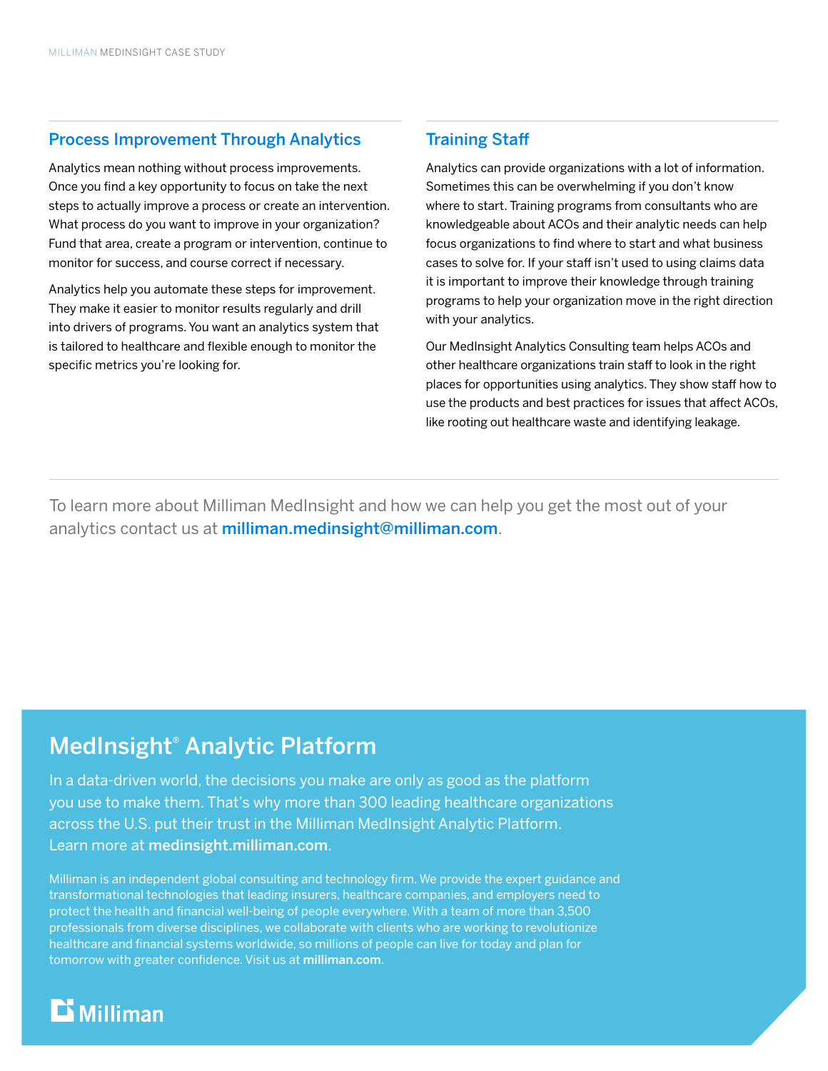## Process Improvement Through Analytics

Analytics mean nothing without process improvements. Once you find a key opportunity to focus on take the next steps to actually improve a process or create an intervention. What process do you want to improve in your organization? Fund that area, create a program or intervention, continue to monitor for success, and course correct if necessary.

Analytics help you automate these steps for improvement. They make it easier to monitor results regularly and drill into drivers of programs. You want an analytics system that is tailored to healthcare and flexible enough to monitor the specific metrics you're looking for.

## Training Staff

Analytics can provide organizations with a lot of information. Sometimes this can be overwhelming if you don't know where to start. Training programs from consultants who are knowledgeable about ACOs and their analytic needs can help focus organizations to find where to start and what business cases to solve for. If your staff isn't used to using claims data it is important to improve their knowledge through training programs to help your organization move in the right direction with your analytics.

Our MedInsight Analytics Consulting team helps ACOs and other healthcare organizations train staff to look in the right places for opportunities using analytics. They show staff how to use the products and best practices for issues that affect ACOs, like rooting out healthcare waste and identifying leakage.

To learn more about Milliman MedInsight and how we can help you get the most out of your analytics contact us at **milliman.medinsight@milliman.com**.

## MedInsight® Analytic Platform

In a data-driven world, the decisions you make are only as good as the platform you use to make them. That's why more than 300 leading healthcare organizations across the U.S. put their trust in the Milliman MedInsight Analytic Platform. Learn more at **medinsight.milliman.com**.

Milliman is an independent global consulting and technology firm. We provide the expert guidance and transformational technologies that leading insurers, healthcare companies, and employers need to protect the health and financial well-being of people everywhere. With a team of more than 3,500 professionals from diverse disciplines, we collaborate with clients who are working to revolutionize healthcare and financial systems worldwide, so millions of people can live for today and plan for tomorrow with greater confidence. Visit us at **milliman.com**.

Milliman